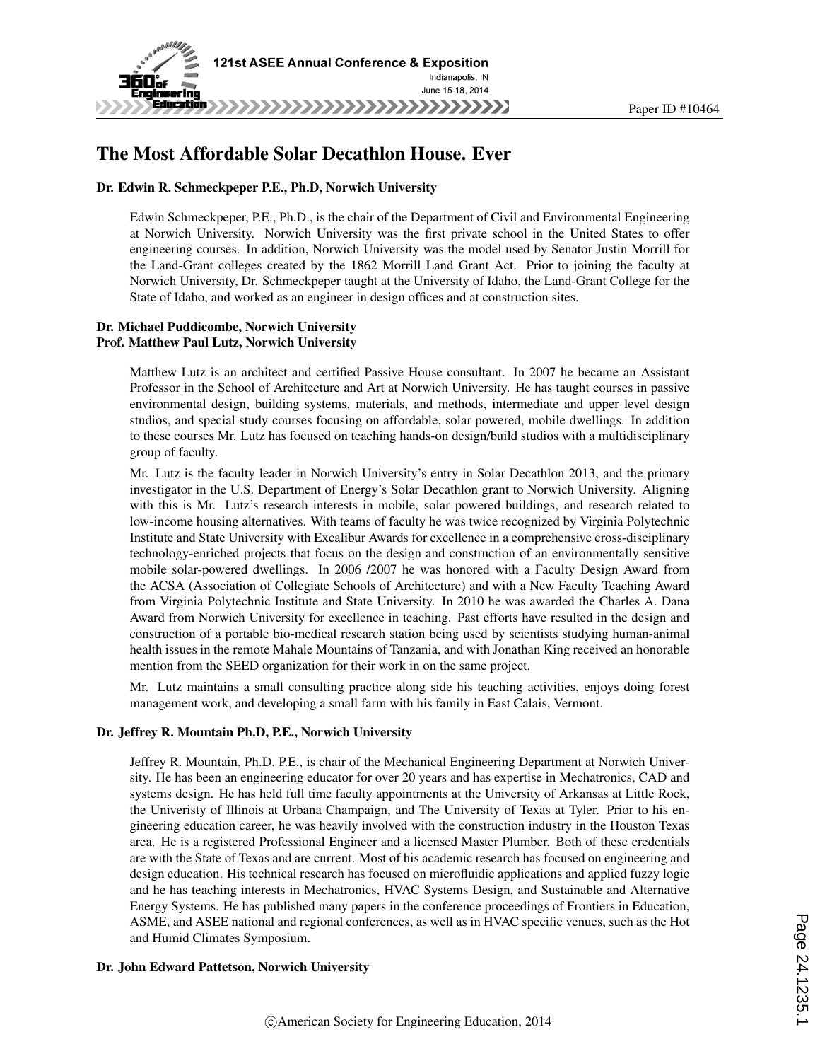# The Most Affordable Solar Decathlon House. Ever

### Dr. Edwin R. Schmeckpeper P.E., Ph.D, Norwich University

Edwin Schmeckpeper, P.E., Ph.D., is the chair of the Department of Civil and Environmental Engineering at Norwich University. Norwich University was the first private school in the United States to offer engineering courses. In addition, Norwich University was the model used by Senator Justin Morrill for the Land-Grant colleges created by the 1862 Morrill Land Grant Act. Prior to joining the faculty at Norwich University, Dr. Schmeckpeper taught at the University of Idaho, the Land-Grant College for the State of Idaho, and worked as an engineer in design offices and at construction sites.

### Dr. Michael Puddicombe, Norwich University

### Prof. Matthew Paul Lutz, Norwich University

Matthew Lutz is an architect and certified Passive House consultant. In 2007 he became an Assistant Professor in the School of Architecture and Art at Norwich University. He has taught courses in passive environmental design, building systems, materials, and methods, intermediate and upper level design studios, and special study courses focusing on affordable, solar powered, mobile dwellings. In addition to these courses Mr. Lutz has focused on teaching hands-on design/build studios with a multidisciplinary group of faculty.

Mr. Lutz is the faculty leader in Norwich University's entry in Solar Decathlon 2013, and the primary investigator in the U.S. Department of Energy's Solar Decathlon grant to Norwich University. Aligning with this is Mr. Lutz's research interests in mobile, solar powered buildings, and research related to low-income housing alternatives. With teams of faculty he was twice recognized by Virginia Polytechnic Institute and State University with Excalibur Awards for excellence in a comprehensive cross-disciplinary technology-enriched projects that focus on the design and construction of an environmentally sensitive mobile solar-powered dwellings. In 2006 /2007 he was honored with a Faculty Design Award from the ACSA (Association of Collegiate Schools of Architecture) and with a New Faculty Teaching Award from Virginia Polytechnic Institute and State University. In 2010 he was awarded the Charles A. Dana Award from Norwich University for excellence in teaching. Past efforts have resulted in the design and construction of a portable bio-medical research station being used by scientists studying human-animal health issues in the remote Mahale Mountains of Tanzania, and with Jonathan King received an honorable mention from the SEED organization for their work in on the same project.

Mr. Lutz maintains a small consulting practice along side his teaching activities, enjoys doing forest management work, and developing a small farm with his family in East Calais, Vermont.

### Dr. Jeffrey R. Mountain Ph.D, P.E., Norwich University

Jeffrey R. Mountain, Ph.D. P.E., is chair of the Mechanical Engineering Department at Norwich University. He has been an engineering educator for over 20 years and has expertise in Mechatronics, CAD and systems design. He has held full time faculty appointments at the University of Arkansas at Little Rock, the Univeristy of Illinois at Urbana Champaign, and The University of Texas at Tyler. Prior to his engineering education career, he was heavily involved with the construction industry in the Houston Texas area. He is a registered Professional Engineer and a licensed Master Plumber. Both of these credentials are with the State of Texas and are current. Most of his academic research has focused on engineering and design education. His technical research has focused on microfluidic applications and applied fuzzy logic and he has teaching interests in Mechatronics, HVAC Systems Design, and Sustainable and Alternative Energy Systems. He has published many papers in the conference proceedings of Frontiers in Education, ASME, and ASEE national and regional conferences, as well as in HVAC specific venues, such as the Hot and Humid Climates Symposium.

### Dr. John Edward Pattetson, Norwich University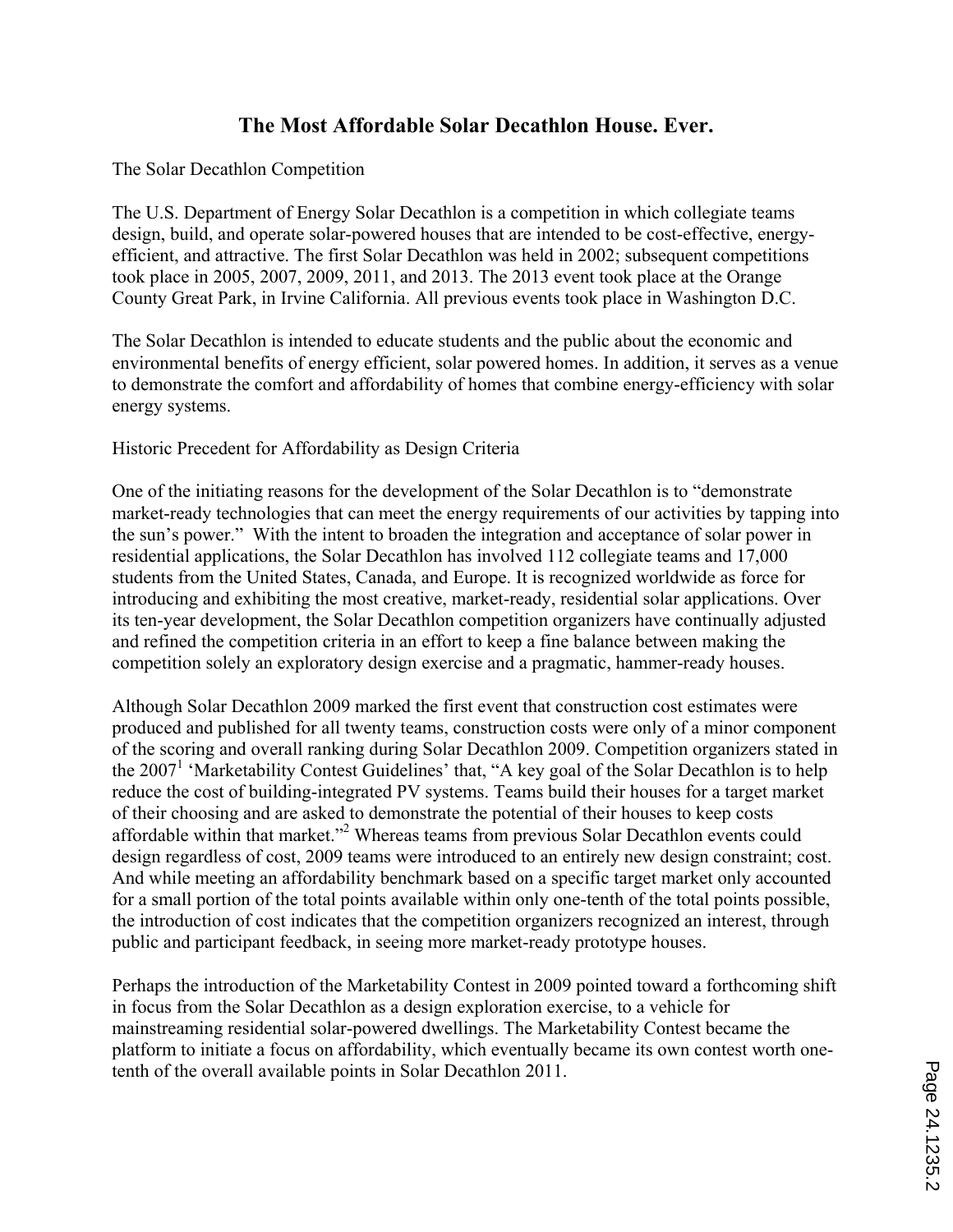# The Most Affordable Solar Decathlon House. Ever.

The Solar Decathlon Competition

The U.S. Department of Energy Solar Decathlon is a competition in which collegiate teams design, build, and operate solar-powered houses that are intended to be cost-effective, energy-efficient, and attractive. The first Solar Decathlon was held in 2002; subsequent competitions took place in 2005, 2007, 2009, 2011, and 2013. The 2013 event took place at the Orange County Great Park, in Irvine California. All previous events took place in Washington D.C.

The Solar Decathlon is intended to educate students and the public about the economic and environmental benefits of energy efficient, solar powered homes. In addition, it serves as a venue to demonstrate the comfort and affordability of homes that combine energy-efficiency with solar energy systems.

Historic Precedent for Affordability as Design Criteria

One of the initiating reasons for the development of the Solar Decathlon is to "demonstrate market-ready technologies that can meet the energy requirements of our activities by tapping into the sun's power." With the intent to broaden the integration and acceptance of solar power in residential applications, the Solar Decathlon has involved 112 collegiate teams and 17,000 students from the United States, Canada, and Europe. It is recognized worldwide as force for introducing and exhibiting the most creative, market-ready, residential solar applications. Over its ten-year development, the Solar Decathlon competition organizers have continually adjusted and refined the competition criteria in an effort to keep a fine balance between making the competition solely an exploratory design exercise and a pragmatic, hammer-ready houses.

Although Solar Decathlon 2009 marked the first event that construction cost estimates were produced and published for all twenty teams, construction costs were only of a minor component of the scoring and overall ranking during Solar Decathlon 2009. Competition organizers stated in the 2007[1] 'Marketability Contest Guidelines' that, "A key goal of the Solar Decathlon is to help reduce the cost of building-integrated PV systems. Teams build their houses for a target market of their choosing and are asked to demonstrate the potential of their houses to keep costs affordable within that market."[2] Whereas teams from previous Solar Decathlon events could design regardless of cost, 2009 teams were introduced to an entirely new design constraint; cost. And while meeting an affordability benchmark based on a specific target market only accounted for a small portion of the total points available within only one-tenth of the total points possible, the introduction of cost indicates that the competition organizers recognized an interest, through public and participant feedback, in seeing more market-ready prototype houses.

Perhaps the introduction of the Marketability Contest in 2009 pointed toward a forthcoming shift in focus from the Solar Decathlon as a design exploration exercise, to a vehicle for mainstreaming residential solar-powered dwellings. The Marketability Contest became the platform to initiate a focus on affordability, which eventually became its own contest worth one-tenth of the overall available points in Solar Decathlon 2011.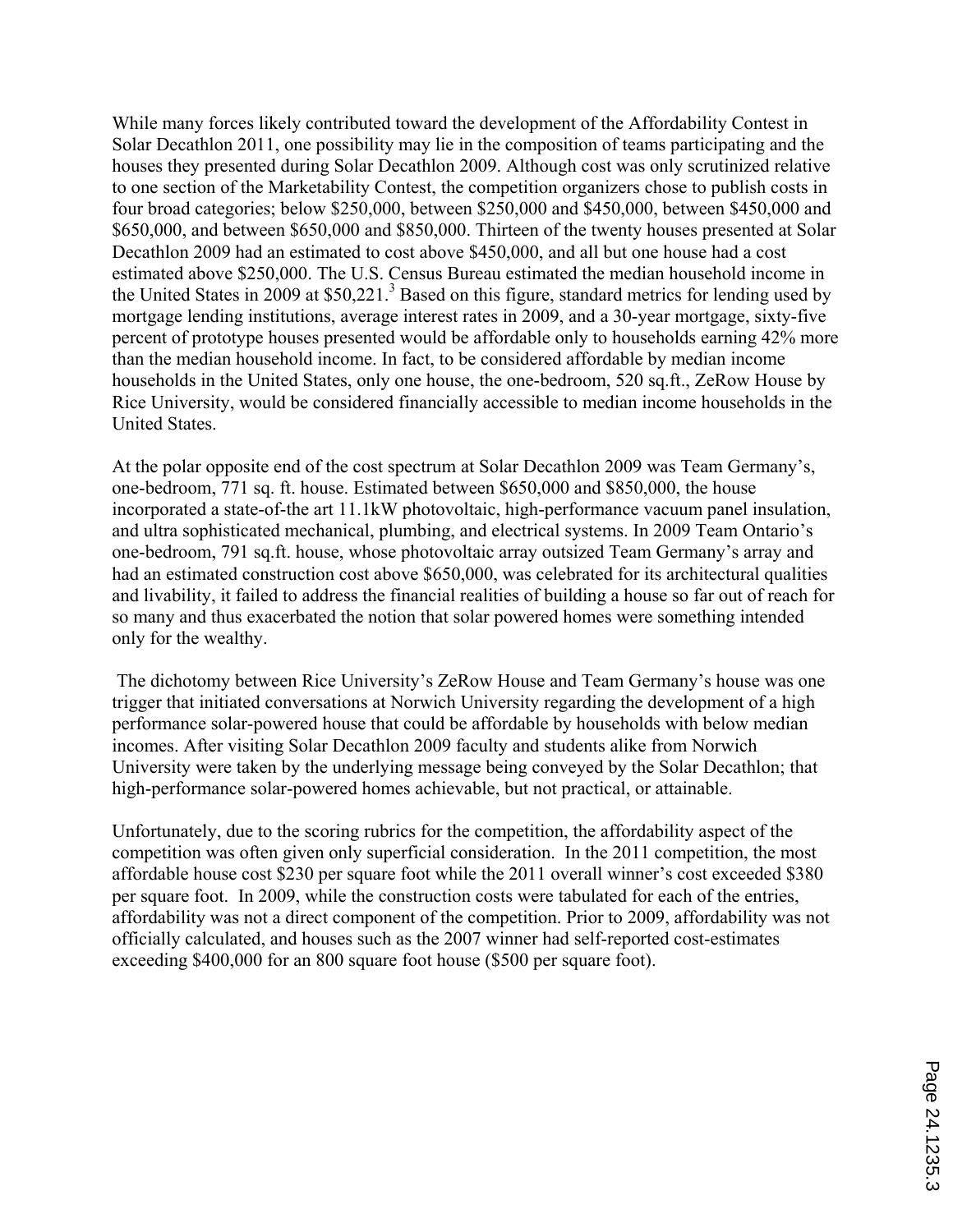While many forces likely contributed toward the development of the Affordability Contest in Solar Decathlon 2011, one possibility may lie in the composition of teams participating and the houses they presented during Solar Decathlon 2009. Although cost was only scrutinized relative to one section of the Marketability Contest, the competition organizers chose to publish costs in four broad categories; below $250,000, between $250,000 and $450,000, between $450,000 and $650,000, and between $650,000 and $850,000. Thirteen of the twenty houses presented at Solar Decathlon 2009 had an estimated to cost above $450,000, and all but one house had a cost estimated above $250,000. The U.S. Census Bureau estimated the median household income in the United States in 2009 at $50,221.[3] Based on this figure, standard metrics for lending used by mortgage lending institutions, average interest rates in 2009, and a 30-year mortgage, sixty-five percent of prototype houses presented would be affordable only to households earning 42% more than the median household income. In fact, to be considered affordable by median income households in the United States, only one house, the one-bedroom, 520 sq.ft., ZeRow House by Rice University, would be considered financially accessible to median income households in the United States.

At the polar opposite end of the cost spectrum at Solar Decathlon 2009 was Team Germany's, one-bedroom, 771 sq. ft. house. Estimated between $650,000 and $850,000, the house incorporated a state-of-the art 11.1kW photovoltaic, high-performance vacuum panel insulation, and ultra sophisticated mechanical, plumbing, and electrical systems. In 2009 Team Ontario's one-bedroom, 791 sq.ft. house, whose photovoltaic array outsized Team Germany's array and had an estimated construction cost above $650,000, was celebrated for its architectural qualities and livability, it failed to address the financial realities of building a house so far out of reach for so many and thus exacerbated the notion that solar powered homes were something intended only for the wealthy.

The dichotomy between Rice University's ZeRow House and Team Germany's house was one trigger that initiated conversations at Norwich University regarding the development of a high performance solar-powered house that could be affordable by households with below median incomes. After visiting Solar Decathlon 2009 faculty and students alike from Norwich University were taken by the underlying message being conveyed by the Solar Decathlon; that high-performance solar-powered homes achievable, but not practical, or attainable.

Unfortunately, due to the scoring rubrics for the competition, the affordability aspect of the competition was often given only superficial consideration. In the 2011 competition, the most affordable house cost $230 per square foot while the 2011 overall winner's cost exceeded $380 per square foot. In 2009, while the construction costs were tabulated for each of the entries, affordability was not a direct component of the competition. Prior to 2009, affordability was not officially calculated, and houses such as the 2007 winner had self-reported cost-estimates exceeding $400,000 for an 800 square foot house ($500 per square foot).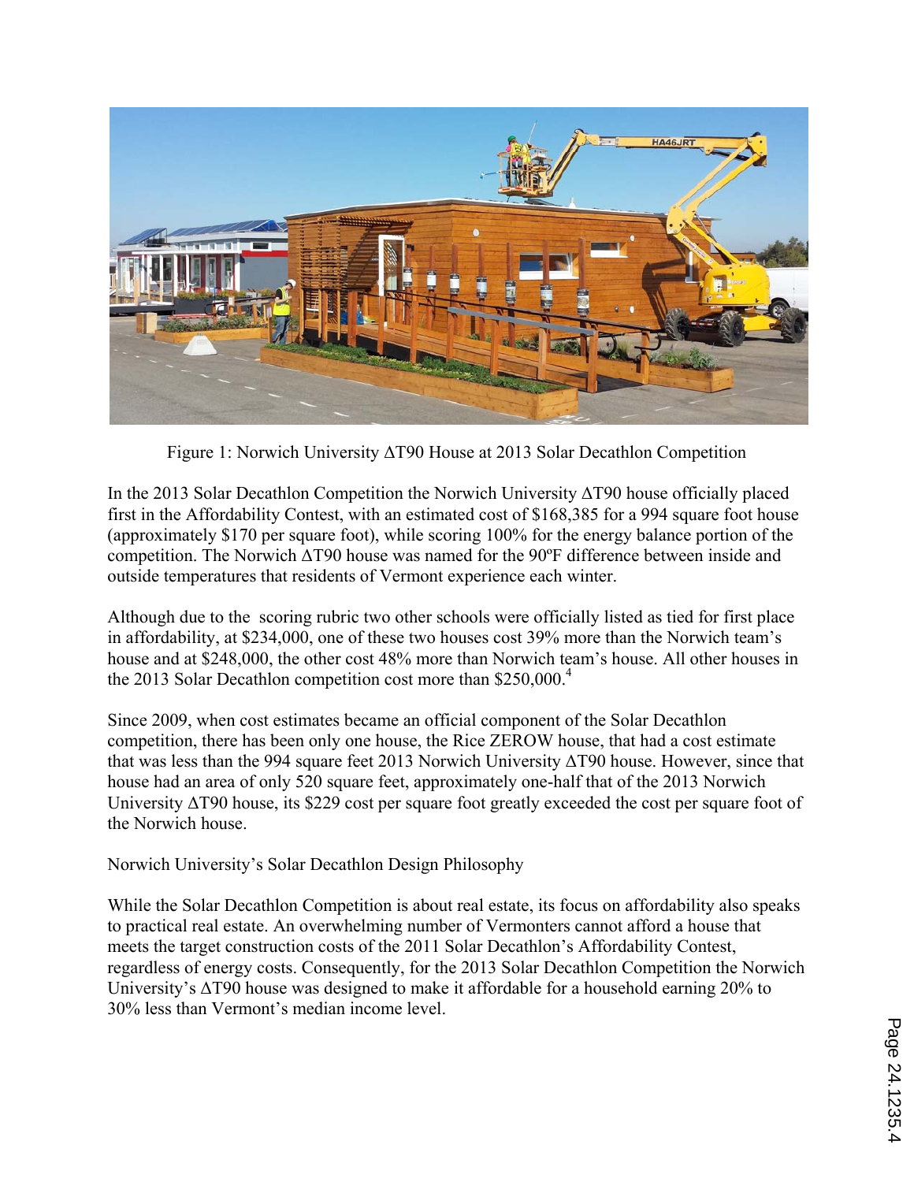Figure 1: Norwich University ΔT90 House at 2013 Solar Decathlon Competition

In the 2013 Solar Decathlon Competition the Norwich University ΔT90 house officially placed first in the Affordability Contest, with an estimated cost of $168,385 for a 994 square foot house (approximately $170 per square foot), while scoring 100% for the energy balance portion of the competition. The Norwich ΔT90 house was named for the 90ºF difference between inside and outside temperatures that residents of Vermont experience each winter.

Although due to the scoring rubric two other schools were officially listed as tied for first place in affordability, at $234,000, one of these two houses cost 39% more than the Norwich team's house and at $248,000, the other cost 48% more than Norwich team's house. All other houses in the 2013 Solar Decathlon competition cost more than $250,000.[4]

Since 2009, when cost estimates became an official component of the Solar Decathlon competition, there has been only one house, the Rice ZEROW house, that had a cost estimate that was less than the 994 square feet 2013 Norwich University ΔT90 house. However, since that house had an area of only 520 square feet, approximately one-half that of the 2013 Norwich University ΔT90 house, its $229 cost per square foot greatly exceeded the cost per square foot of the Norwich house.

## Norwich University's Solar Decathlon Design Philosophy

While the Solar Decathlon Competition is about real estate, its focus on affordability also speaks to practical real estate. An overwhelming number of Vermonters cannot afford a house that meets the target construction costs of the 2011 Solar Decathlon's Affordability Contest, regardless of energy costs. Consequently, for the 2013 Solar Decathlon Competition the Norwich University's ΔT90 house was designed to make it affordable for a household earning 20% to 30% less than Vermont's median income level.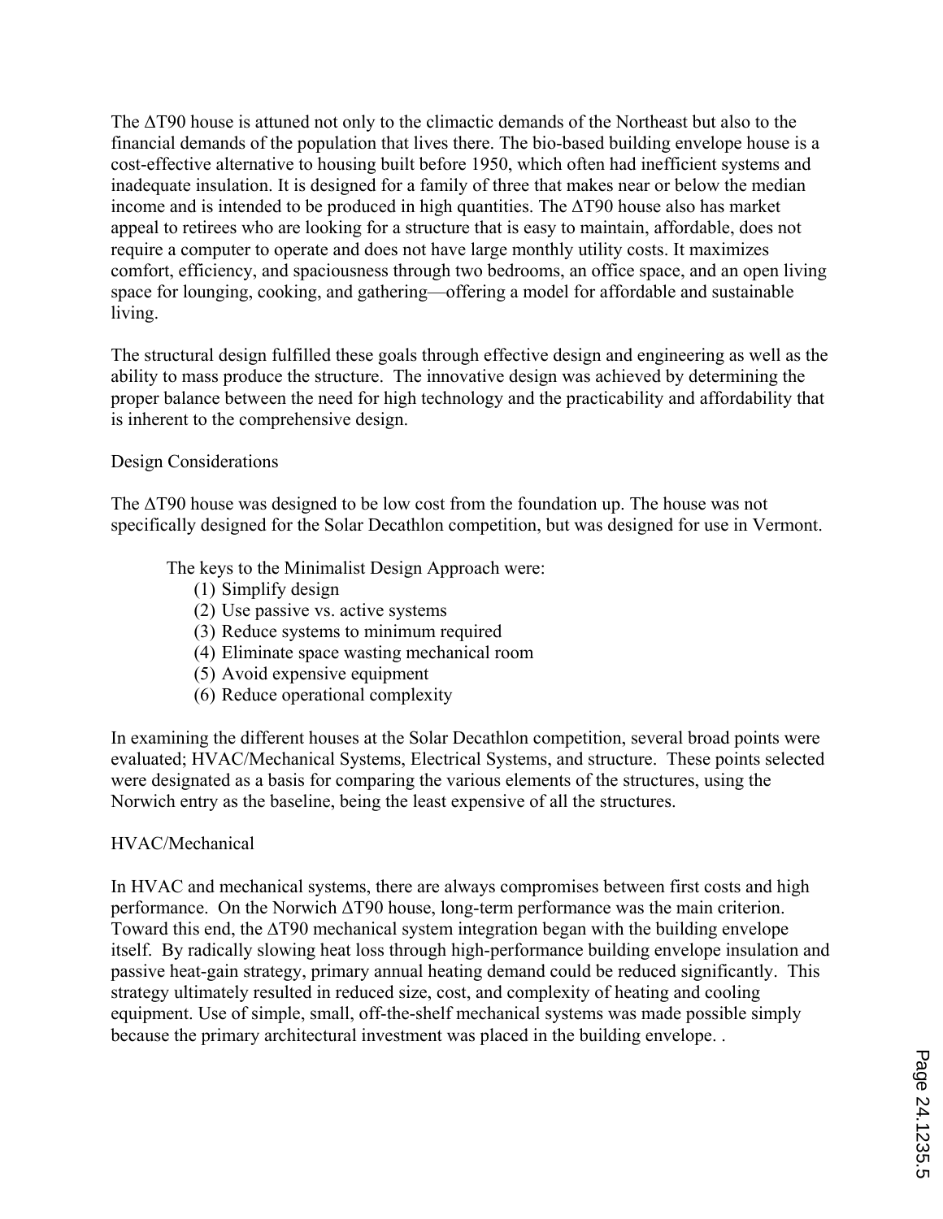The ΔT90 house is attuned not only to the climactic demands of the Northeast but also to the financial demands of the population that lives there. The bio-based building envelope house is a cost-effective alternative to housing built before 1950, which often had inefficient systems and inadequate insulation. It is designed for a family of three that makes near or below the median income and is intended to be produced in high quantities. The ΔT90 house also has market appeal to retirees who are looking for a structure that is easy to maintain, affordable, does not require a computer to operate and does not have large monthly utility costs. It maximizes comfort, efficiency, and spaciousness through two bedrooms, an office space, and an open living space for lounging, cooking, and gathering—offering a model for affordable and sustainable living.

The structural design fulfilled these goals through effective design and engineering as well as the ability to mass produce the structure. The innovative design was achieved by determining the proper balance between the need for high technology and the practicability and affordability that is inherent to the comprehensive design.

## Design Considerations

The ΔT90 house was designed to be low cost from the foundation up. The house was not specifically designed for the Solar Decathlon competition, but was designed for use in Vermont.

The keys to the Minimalist Design Approach were:

1. Simplify design
2. Use passive vs. active systems
3. Reduce systems to minimum required
4. Eliminate space wasting mechanical room
5. Avoid expensive equipment
6. Reduce operational complexity

In examining the different houses at the Solar Decathlon competition, several broad points were evaluated; HVAC/Mechanical Systems, Electrical Systems, and structure. These points selected were designated as a basis for comparing the various elements of the structures, using the Norwich entry as the baseline, being the least expensive of all the structures.

## HVAC/Mechanical

In HVAC and mechanical systems, there are always compromises between first costs and high performance. On the Norwich ΔT90 house, long-term performance was the main criterion. Toward this end, the ΔT90 mechanical system integration began with the building envelope itself. By radically slowing heat loss through high-performance building envelope insulation and passive heat-gain strategy, primary annual heating demand could be reduced significantly. This strategy ultimately resulted in reduced size, cost, and complexity of heating and cooling equipment. Use of simple, small, off-the-shelf mechanical systems was made possible simply because the primary architectural investment was placed in the building envelope. .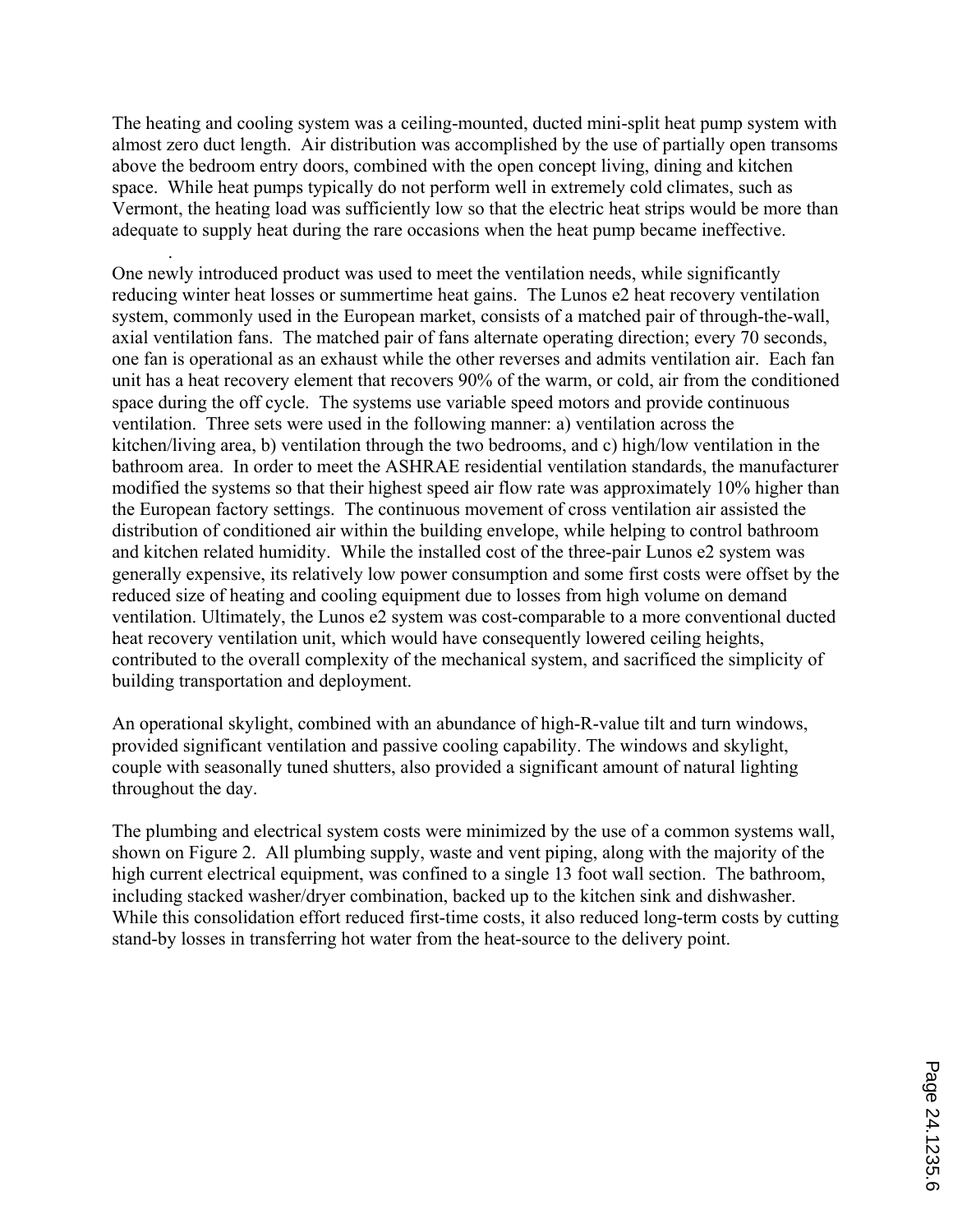The heating and cooling system was a ceiling-mounted, ducted mini-split heat pump system with almost zero duct length. Air distribution was accomplished by the use of partially open transoms above the bedroom entry doors, combined with the open concept living, dining and kitchen space. While heat pumps typically do not perform well in extremely cold climates, such as Vermont, the heating load was sufficiently low so that the electric heat strips would be more than adequate to supply heat during the rare occasions when the heat pump became ineffective.

One newly introduced product was used to meet the ventilation needs, while significantly reducing winter heat losses or summertime heat gains. The Lunos e2 heat recovery ventilation system, commonly used in the European market, consists of a matched pair of through-the-wall, axial ventilation fans. The matched pair of fans alternate operating direction; every 70 seconds, one fan is operational as an exhaust while the other reverses and admits ventilation air. Each fan unit has a heat recovery element that recovers 90% of the warm, or cold, air from the conditioned space during the off cycle. The systems use variable speed motors and provide continuous ventilation. Three sets were used in the following manner: a) ventilation across the kitchen/living area, b) ventilation through the two bedrooms, and c) high/low ventilation in the bathroom area. In order to meet the ASHRAE residential ventilation standards, the manufacturer modified the systems so that their highest speed air flow rate was approximately 10% higher than the European factory settings. The continuous movement of cross ventilation air assisted the distribution of conditioned air within the building envelope, while helping to control bathroom and kitchen related humidity. While the installed cost of the three-pair Lunos e2 system was generally expensive, its relatively low power consumption and some first costs were offset by the reduced size of heating and cooling equipment due to losses from high volume on demand ventilation. Ultimately, the Lunos e2 system was cost-comparable to a more conventional ducted heat recovery ventilation unit, which would have consequently lowered ceiling heights, contributed to the overall complexity of the mechanical system, and sacrificed the simplicity of building transportation and deployment.

An operational skylight, combined with an abundance of high-R-value tilt and turn windows, provided significant ventilation and passive cooling capability. The windows and skylight, couple with seasonally tuned shutters, also provided a significant amount of natural lighting throughout the day.

The plumbing and electrical system costs were minimized by the use of a common systems wall, shown on Figure 2. All plumbing supply, waste and vent piping, along with the majority of the high current electrical equipment, was confined to a single 13 foot wall section. The bathroom, including stacked washer/dryer combination, backed up to the kitchen sink and dishwasher. While this consolidation effort reduced first-time costs, it also reduced long-term costs by cutting stand-by losses in transferring hot water from the heat-source to the delivery point.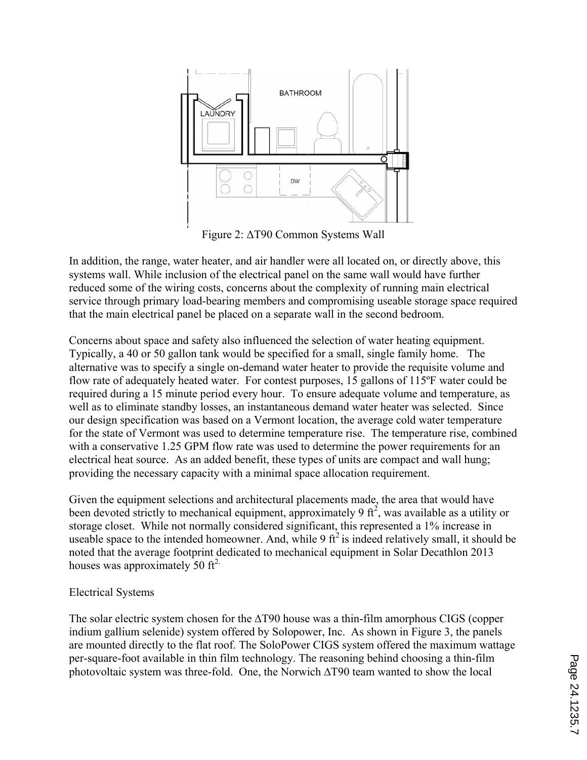Figure 2: ΔT90 Common Systems Wall

In addition, the range, water heater, and air handler were all located on, or directly above, this systems wall. While inclusion of the electrical panel on the same wall would have further reduced some of the wiring costs, concerns about the complexity of running main electrical service through primary load-bearing members and compromising useable storage space required that the main electrical panel be placed on a separate wall in the second bedroom.

Concerns about space and safety also influenced the selection of water heating equipment. Typically, a 40 or 50 gallon tank would be specified for a small, single family home. The alternative was to specify a single on-demand water heater to provide the requisite volume and flow rate of adequately heated water. For contest purposes, 15 gallons of 115ºF water could be required during a 15 minute period every hour. To ensure adequate volume and temperature, as well as to eliminate standby losses, an instantaneous demand water heater was selected. Since our design specification was based on a Vermont location, the average cold water temperature for the state of Vermont was used to determine temperature rise. The temperature rise, combined with a conservative 1.25 GPM flow rate was used to determine the power requirements for an electrical heat source. As an added benefit, these types of units are compact and wall hung; providing the necessary capacity with a minimal space allocation requirement.

Given the equipment selections and architectural placements made, the area that would have been devoted strictly to mechanical equipment, approximately 9 $ft^2$, was available as a utility or storage closet. While not normally considered significant, this represented a 1% increase in useable space to the intended homeowner. And, while 9 $ft^2$ is indeed relatively small, it should be noted that the average footprint dedicated to mechanical equipment in Solar Decathlon 2013 houses was approximately 50 $ft^2$.

Electrical Systems

The solar electric system chosen for the ΔT90 house was a thin-film amorphous CIGS (copper indium gallium selenide) system offered by Solopower, Inc. As shown in Figure 3, the panels are mounted directly to the flat roof. The SoloPower CIGS system offered the maximum wattage per-square-foot available in thin film technology. The reasoning behind choosing a thin-film photovoltaic system was three-fold. One, the Norwich ΔT90 team wanted to show the local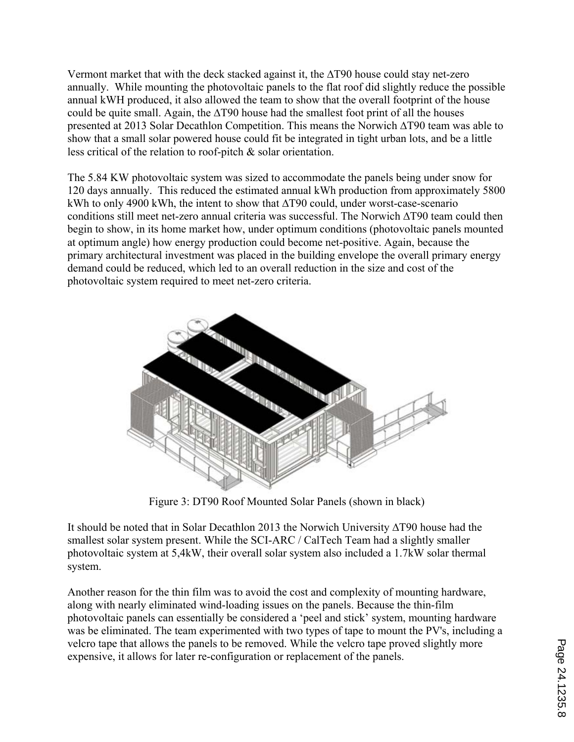Vermont market that with the deck stacked against it, the ΔT90 house could stay net-zero annually. While mounting the photovoltaic panels to the flat roof did slightly reduce the possible annual kWH produced, it also allowed the team to show that the overall footprint of the house could be quite small. Again, the ΔT90 house had the smallest foot print of all the houses presented at 2013 Solar Decathlon Competition. This means the Norwich ΔT90 team was able to show that a small solar powered house could fit be integrated in tight urban lots, and be a little less critical of the relation to roof-pitch & solar orientation.

The 5.84 KW photovoltaic system was sized to accommodate the panels being under snow for 120 days annually. This reduced the estimated annual kWh production from approximately 5800 kWh to only 4900 kWh, the intent to show that ΔT90 could, under worst-case-scenario conditions still meet net-zero annual criteria was successful. The Norwich ΔT90 team could then begin to show, in its home market how, under optimum conditions (photovoltaic panels mounted at optimum angle) how energy production could become net-positive. Again, because the primary architectural investment was placed in the building envelope the overall primary energy demand could be reduced, which led to an overall reduction in the size and cost of the photovoltaic system required to meet net-zero criteria.

Figure 3: DT90 Roof Mounted Solar Panels (shown in black)

It should be noted that in Solar Decathlon 2013 the Norwich University ΔT90 house had the smallest solar system present. While the SCI-ARC / CalTech Team had a slightly smaller photovoltaic system at 5,4kW, their overall solar system also included a 1.7kW solar thermal system.

Another reason for the thin film was to avoid the cost and complexity of mounting hardware, along with nearly eliminated wind-loading issues on the panels. Because the thin-film photovoltaic panels can essentially be considered a 'peel and stick' system, mounting hardware was be eliminated. The team experimented with two types of tape to mount the PV's, including a velcro tape that allows the panels to be removed. While the velcro tape proved slightly more expensive, it allows for later re-configuration or replacement of the panels.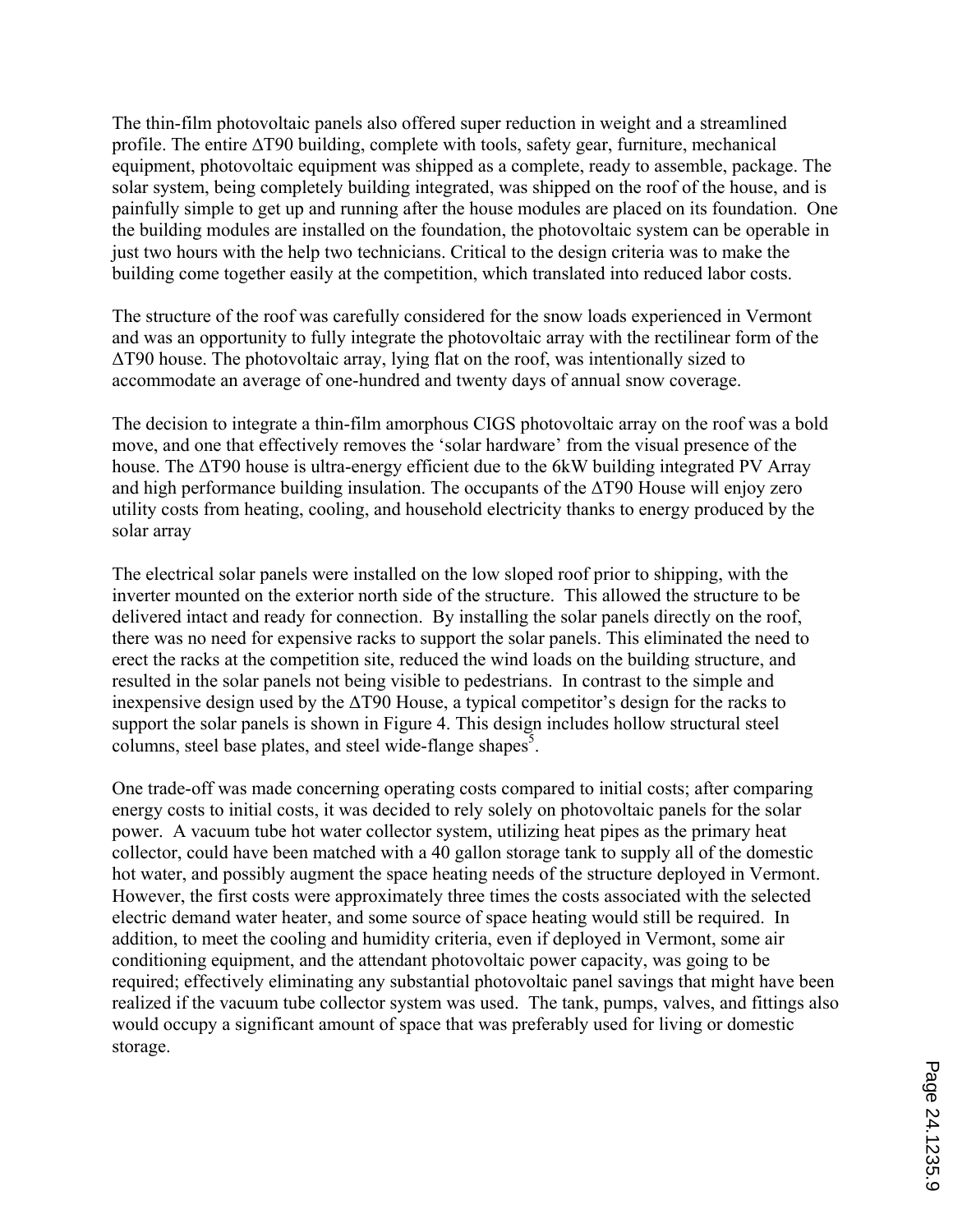The thin-film photovoltaic panels also offered super reduction in weight and a streamlined profile. The entire ΔT90 building, complete with tools, safety gear, furniture, mechanical equipment, photovoltaic equipment was shipped as a complete, ready to assemble, package. The solar system, being completely building integrated, was shipped on the roof of the house, and is painfully simple to get up and running after the house modules are placed on its foundation. One the building modules are installed on the foundation, the photovoltaic system can be operable in just two hours with the help two technicians. Critical to the design criteria was to make the building come together easily at the competition, which translated into reduced labor costs.

The structure of the roof was carefully considered for the snow loads experienced in Vermont and was an opportunity to fully integrate the photovoltaic array with the rectilinear form of the ΔT90 house. The photovoltaic array, lying flat on the roof, was intentionally sized to accommodate an average of one-hundred and twenty days of annual snow coverage.

The decision to integrate a thin-film amorphous CIGS photovoltaic array on the roof was a bold move, and one that effectively removes the 'solar hardware' from the visual presence of the house. The ΔT90 house is ultra-energy efficient due to the 6kW building integrated PV Array and high performance building insulation. The occupants of the ΔT90 House will enjoy zero utility costs from heating, cooling, and household electricity thanks to energy produced by the solar array

The electrical solar panels were installed on the low sloped roof prior to shipping, with the inverter mounted on the exterior north side of the structure. This allowed the structure to be delivered intact and ready for connection. By installing the solar panels directly on the roof, there was no need for expensive racks to support the solar panels. This eliminated the need to erect the racks at the competition site, reduced the wind loads on the building structure, and resulted in the solar panels not being visible to pedestrians. In contrast to the simple and inexpensive design used by the ΔT90 House, a typical competitor's design for the racks to support the solar panels is shown in Figure 4. This design includes hollow structural steel columns, steel base plates, and steel wide-flange shapes[5].

One trade-off was made concerning operating costs compared to initial costs; after comparing energy costs to initial costs, it was decided to rely solely on photovoltaic panels for the solar power. A vacuum tube hot water collector system, utilizing heat pipes as the primary heat collector, could have been matched with a 40 gallon storage tank to supply all of the domestic hot water, and possibly augment the space heating needs of the structure deployed in Vermont. However, the first costs were approximately three times the costs associated with the selected electric demand water heater, and some source of space heating would still be required. In addition, to meet the cooling and humidity criteria, even if deployed in Vermont, some air conditioning equipment, and the attendant photovoltaic power capacity, was going to be required; effectively eliminating any substantial photovoltaic panel savings that might have been realized if the vacuum tube collector system was used. The tank, pumps, valves, and fittings also would occupy a significant amount of space that was preferably used for living or domestic storage.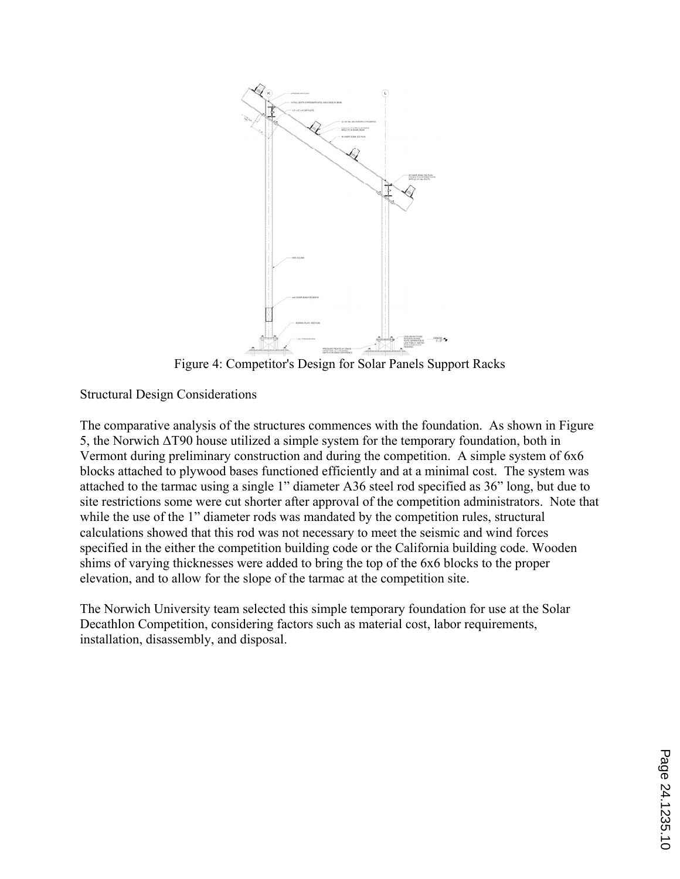Figure 4: Competitor's Design for Solar Panels Support Racks

## Structural Design Considerations

The comparative analysis of the structures commences with the foundation. As shown in Figure 5, the Norwich ΔT90 house utilized a simple system for the temporary foundation, both in Vermont during preliminary construction and during the competition. A simple system of 6x6 blocks attached to plywood bases functioned efficiently and at a minimal cost. The system was attached to the tarmac using a single 1" diameter A36 steel rod specified as 36" long, but due to site restrictions some were cut shorter after approval of the competition administrators. Note that while the use of the 1" diameter rods was mandated by the competition rules, structural calculations showed that this rod was not necessary to meet the seismic and wind forces specified in the either the competition building code or the California building code. Wooden shims of varying thicknesses were added to bring the top of the 6x6 blocks to the proper elevation, and to allow for the slope of the tarmac at the competition site.

The Norwich University team selected this simple temporary foundation for use at the Solar Decathlon Competition, considering factors such as material cost, labor requirements, installation, disassembly, and disposal.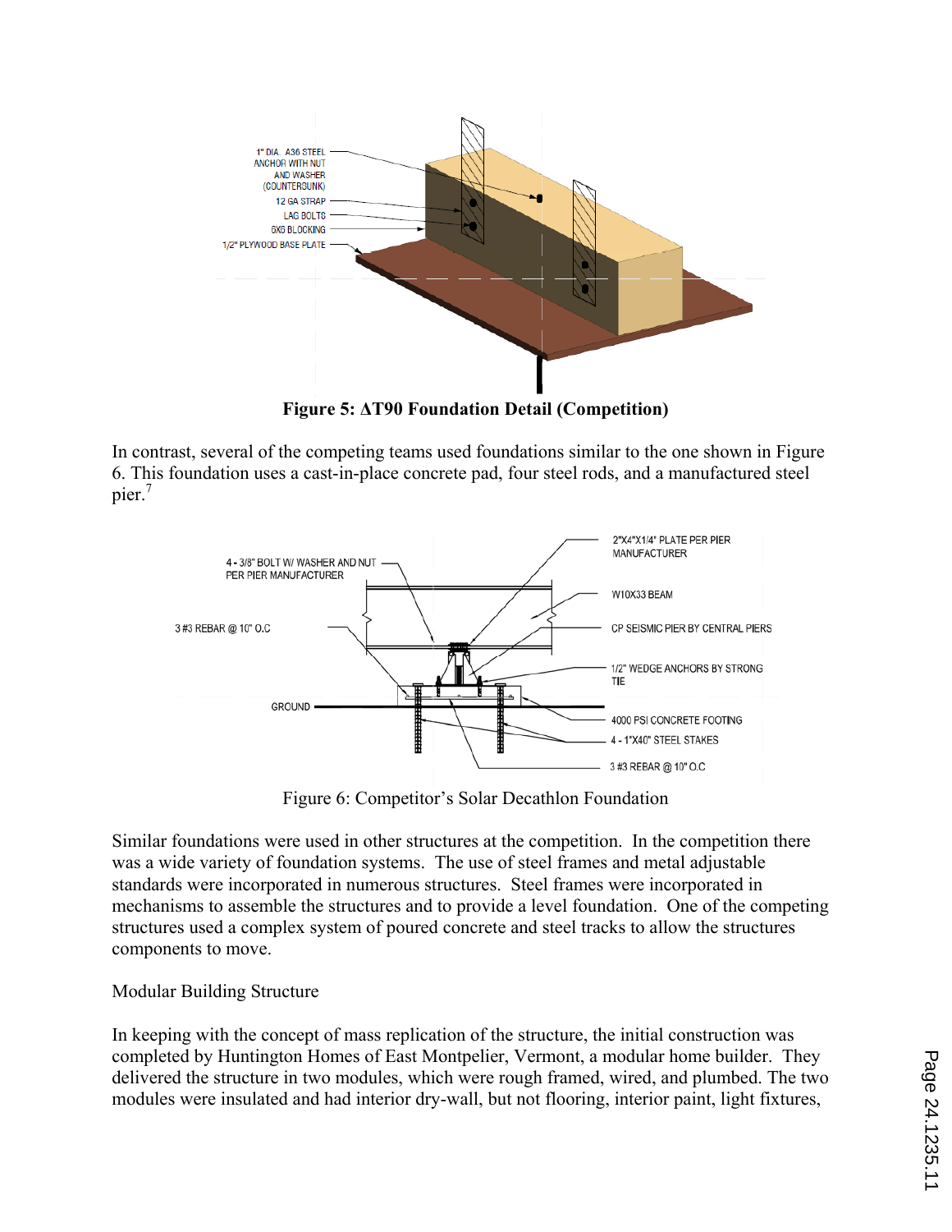**Figure 5: ΔT90 Foundation Detail (Competition)**

In contrast, several of the competing teams used foundations similar to the one shown in Figure 6. This foundation uses a cast-in-place concrete pad, four steel rods, and a manufactured steel pier.[7]

Figure 6: Competitor's Solar Decathlon Foundation

Similar foundations were used in other structures at the competition. In the competition there was a wide variety of foundation systems. The use of steel frames and metal adjustable standards were incorporated in numerous structures. Steel frames were incorporated in mechanisms to assemble the structures and to provide a level foundation. One of the competing structures used a complex system of poured concrete and steel tracks to allow the structures components to move.

Modular Building Structure

In keeping with the concept of mass replication of the structure, the initial construction was completed by Huntington Homes of East Montpelier, Vermont, a modular home builder. They delivered the structure in two modules, which were rough framed, wired, and plumbed. The two modules were insulated and had interior dry-wall, but not flooring, interior paint, light fixtures,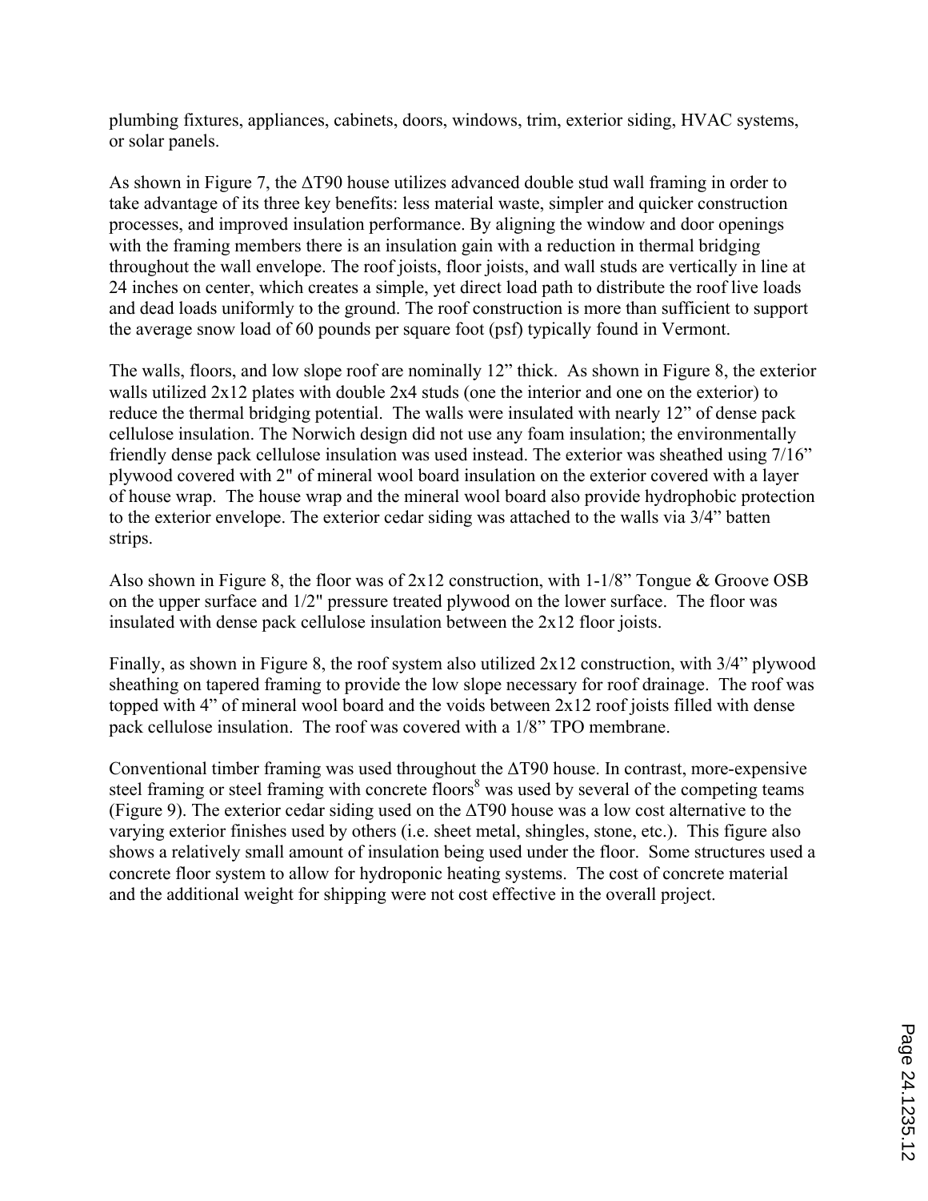plumbing fixtures, appliances, cabinets, doors, windows, trim, exterior siding, HVAC systems, or solar panels.

As shown in Figure 7, the ΔT90 house utilizes advanced double stud wall framing in order to take advantage of its three key benefits: less material waste, simpler and quicker construction processes, and improved insulation performance. By aligning the window and door openings with the framing members there is an insulation gain with a reduction in thermal bridging throughout the wall envelope. The roof joists, floor joists, and wall studs are vertically in line at 24 inches on center, which creates a simple, yet direct load path to distribute the roof live loads and dead loads uniformly to the ground. The roof construction is more than sufficient to support the average snow load of 60 pounds per square foot (psf) typically found in Vermont.

The walls, floors, and low slope roof are nominally 12" thick. As shown in Figure 8, the exterior walls utilized 2x12 plates with double 2x4 studs (one the interior and one on the exterior) to reduce the thermal bridging potential. The walls were insulated with nearly 12" of dense pack cellulose insulation. The Norwich design did not use any foam insulation; the environmentally friendly dense pack cellulose insulation was used instead. The exterior was sheathed using 7/16" plywood covered with 2" of mineral wool board insulation on the exterior covered with a layer of house wrap. The house wrap and the mineral wool board also provide hydrophobic protection to the exterior envelope. The exterior cedar siding was attached to the walls via 3/4" batten strips.

Also shown in Figure 8, the floor was of 2x12 construction, with 1-1/8" Tongue & Groove OSB on the upper surface and 1/2" pressure treated plywood on the lower surface. The floor was insulated with dense pack cellulose insulation between the 2x12 floor joists.

Finally, as shown in Figure 8, the roof system also utilized 2x12 construction, with 3/4" plywood sheathing on tapered framing to provide the low slope necessary for roof drainage. The roof was topped with 4" of mineral wool board and the voids between 2x12 roof joists filled with dense pack cellulose insulation. The roof was covered with a 1/8" TPO membrane.

Conventional timber framing was used throughout the ΔT90 house. In contrast, more-expensive steel framing or steel framing with concrete floors[8] was used by several of the competing teams (Figure 9). The exterior cedar siding used on the ΔT90 house was a low cost alternative to the varying exterior finishes used by others (i.e. sheet metal, shingles, stone, etc.). This figure also shows a relatively small amount of insulation being used under the floor. Some structures used a concrete floor system to allow for hydroponic heating systems. The cost of concrete material and the additional weight for shipping were not cost effective in the overall project.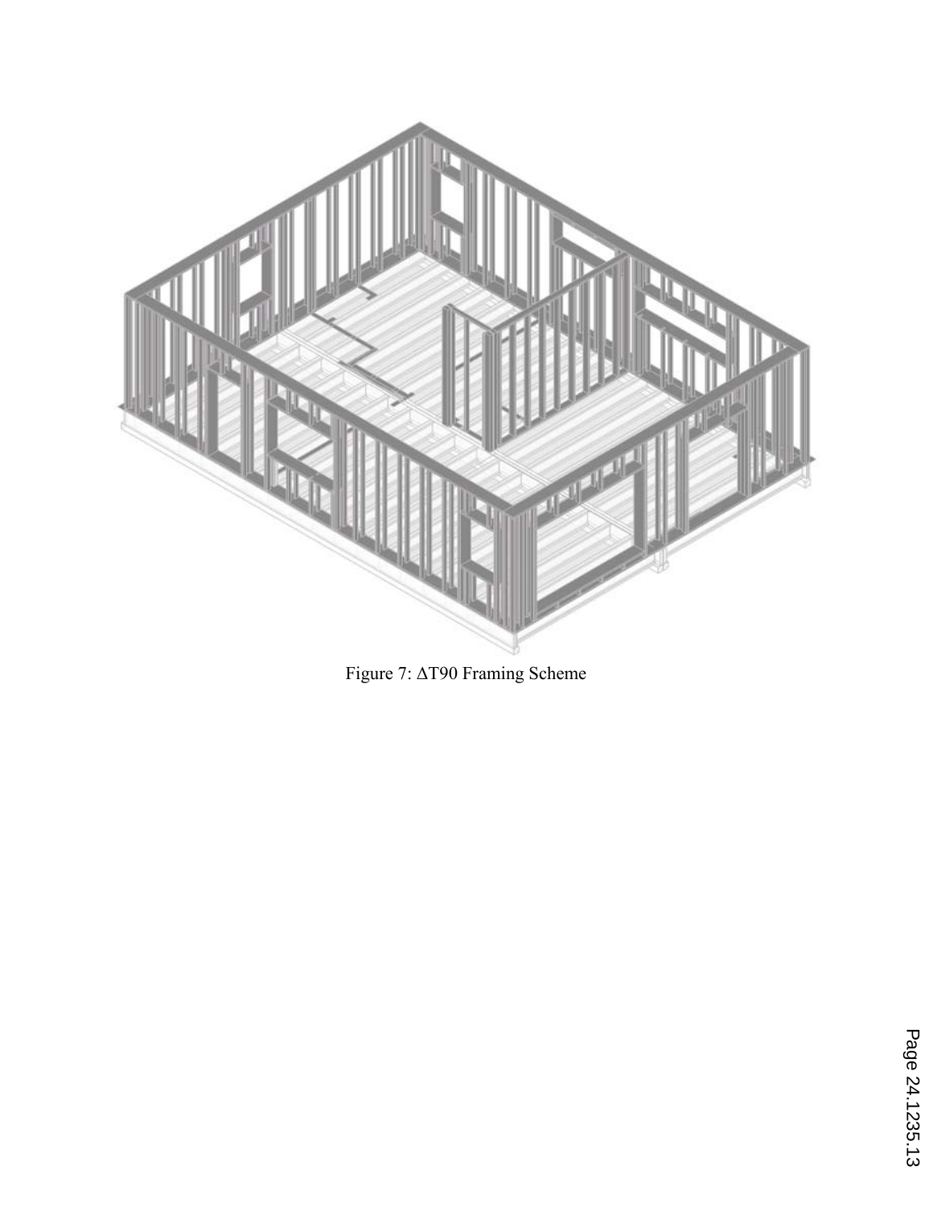Figure 7: ∆T90 Framing Scheme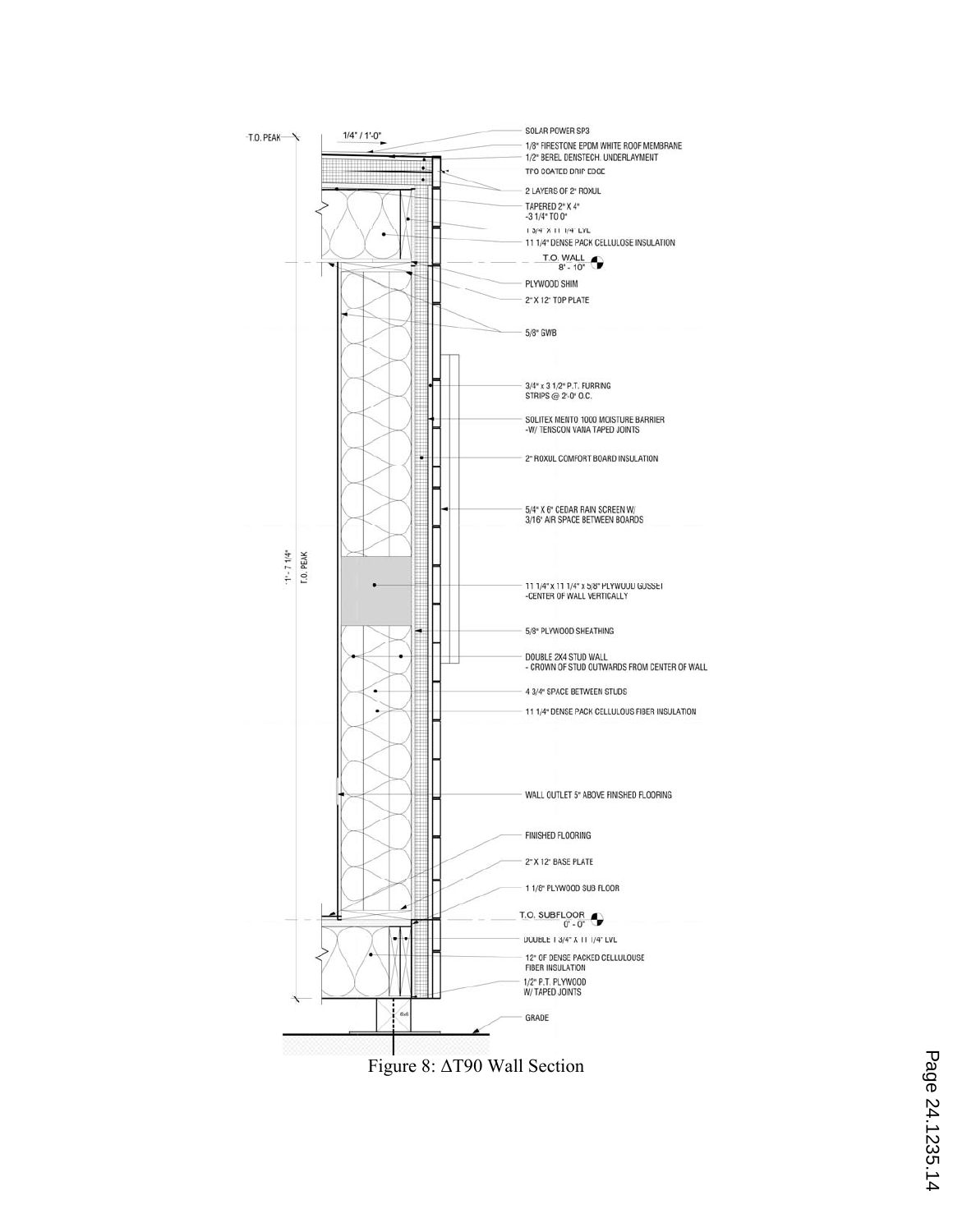T.O. PEAK

1/4" / 1'-0"

SOLAR POWER SP3

1/8" FIRESTONE EPDM WHITE ROOF MEMBRANE

1/2" BEREL DENSTECH. UNDERLAYMENT

TPO COATED DRIP EDGE

2 LAYERS OF 2" ROXUL

TAPERED 2" X 4"
-3 1/4" TO 0"

1 3/4" X 11 1/4" LVL

11 1/4" DENSE PACK CELLULOSE INSULATION

T.O. WALL
8' - 10"

PLYWOOD SHIM

2" X 12" TOP PLATE

5/8" GWB

3/4" x 3 1/2" P.T. FURRING
STRIPS @ 2'-0" O.C.

SOLITEX MENTO 1000 MOISTURE BARRIER
-W/ TENSCON VANA TAPED JOINTS

2" ROXUL COMFORT BOARD INSULATION

5/4" X 6" CEDAR RAIN SCREEN W/
3/16" AIR SPACE BETWEEN BOARDS

11' - 7 1/4"
T.O. PEAK

11 1/4" X 11 1/4" X 5/8" PLYWOOD GUSSET
-CENTER OF WALL VERTICALLY

5/8" PLYWOOD SHEATHING

DOUBLE 2X4 STUD WALL
- CROWN OF STUD OUTWARDS FROM CENTER OF WALL

4 3/4" SPACE BETWEEN STUDS

11 1/4" DENSE PACK CELLULOUS FIBER INSULATION

WALL OUTLET 5" ABOVE FINISHED FLOORING

FINISHED FLOORING

2" X 12" BASE PLATE

1 1/8" PLYWOOD SUB FLOOR

T.O. SUBFLOOR
0' - 0"

DOUBLE 1 3/4" X 11 1/4" LVL

12" OF DENSE PACKED CELLULOUSE
FIBER INSULATION

1/2" P.T. PLYWOOD
W/ TAPED JOINTS

6x6

GRADE

Figure 8: ΔT90 Wall Section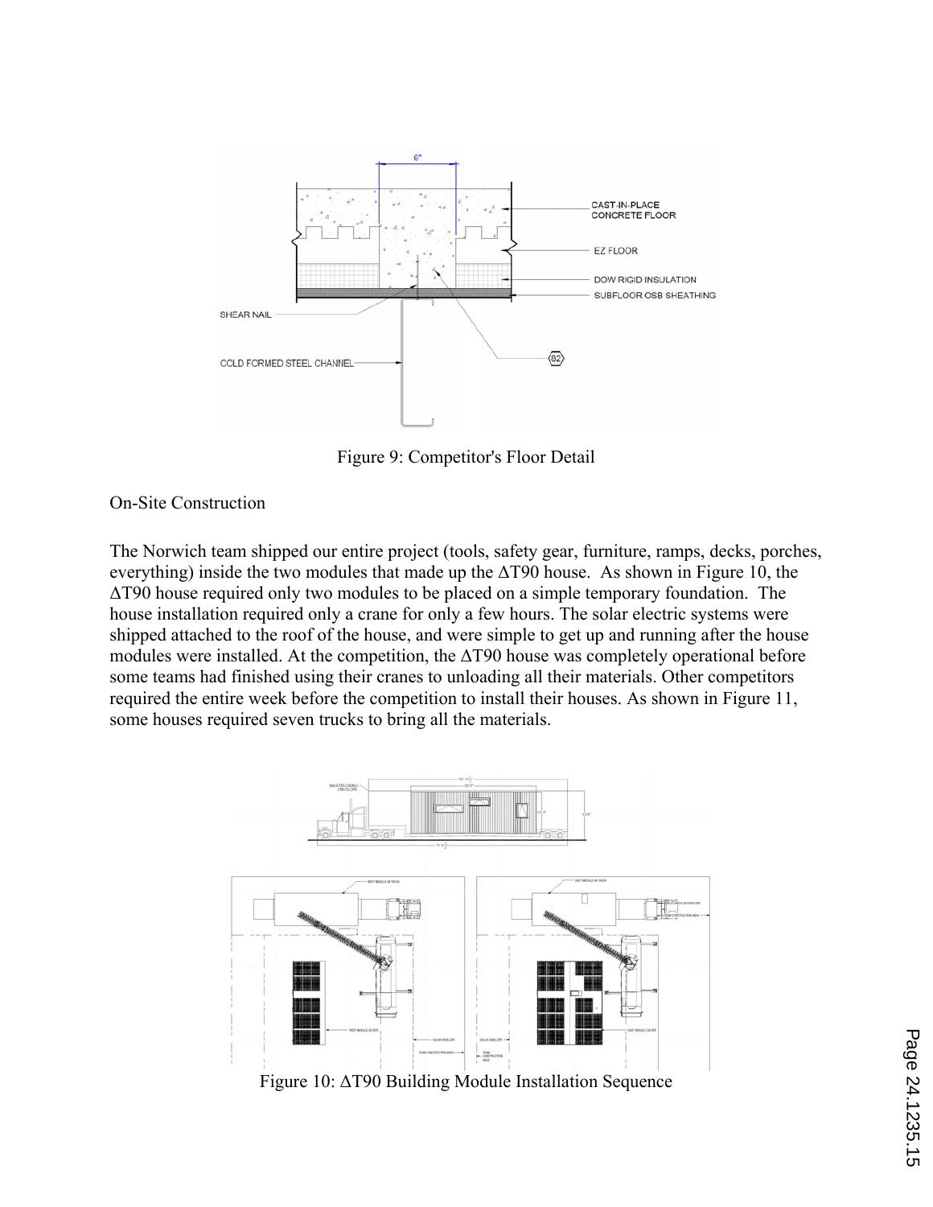Figure 9: Competitor's Floor Detail

On-Site Construction

The Norwich team shipped our entire project (tools, safety gear, furniture, ramps, decks, porches, everything) inside the two modules that made up the ΔT90 house. As shown in Figure 10, the ΔT90 house required only two modules to be placed on a simple temporary foundation. The house installation required only a crane for only a few hours. The solar electric systems were shipped attached to the roof of the house, and were simple to get up and running after the house modules were installed. At the competition, the ΔT90 house was completely operational before some teams had finished using their cranes to unloading all their materials. Other competitors required the entire week before the competition to install their houses. As shown in Figure 11, some houses required seven trucks to bring all the materials.

Figure 10: ΔT90 Building Module Installation Sequence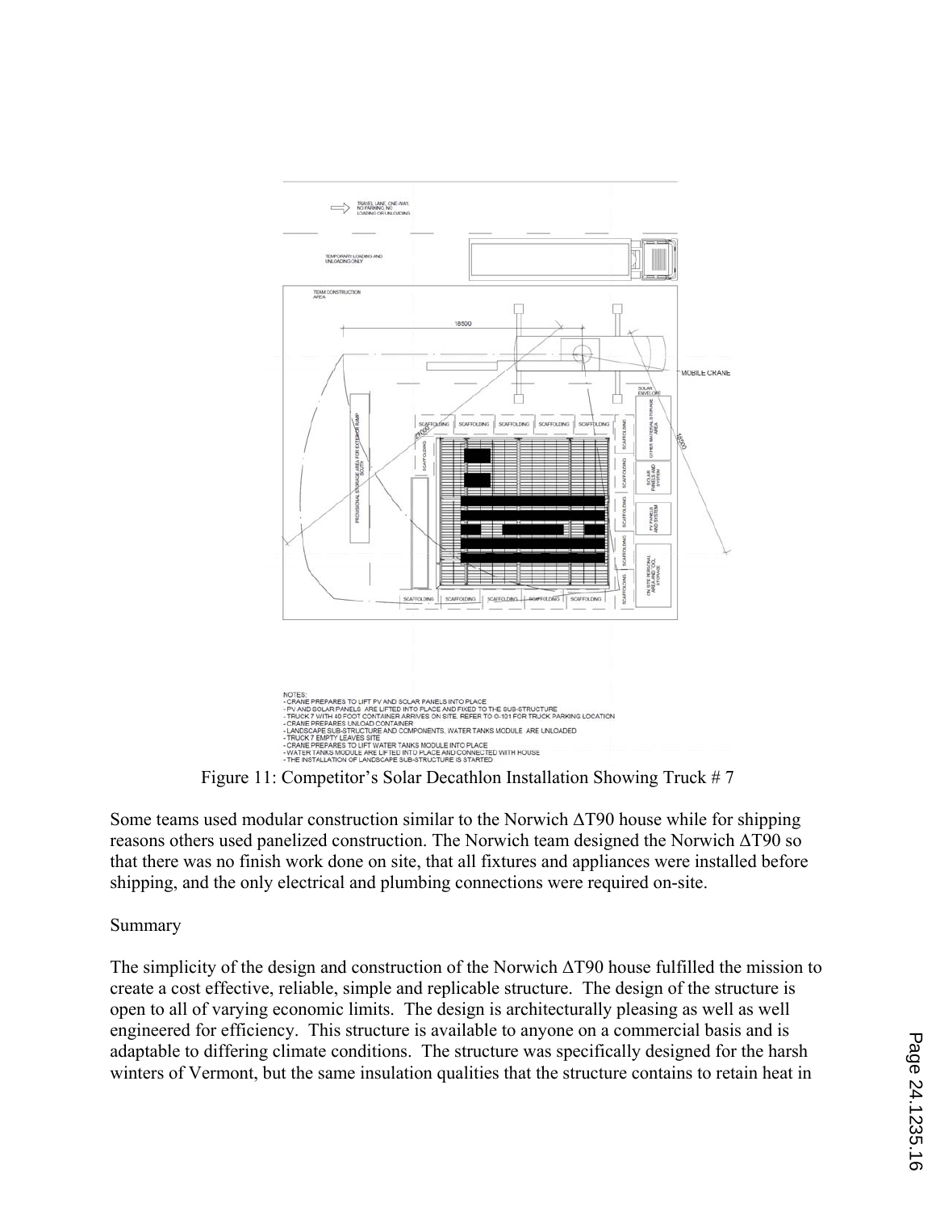NOTES:
- CRANE PREPARES TO LIFT PV AND SOLAR PANELS INTO PLACE
- PV AND SOLAR PANELS ARE LIFTED INTO PLACE AND FIXED TO THE SUB-STRUCTURE
- TRUCK 7 WITH 40 FOOT CONTAINER ARRIVES ON SITE. REFER TO O-101 FOR TRUCK PARKING LOCATION
- CRANE PREPARES UNLOAD CONTAINER
- LANDSCAPE SUB-STRUCTURE AND COMPONENTS, WATER TANKS MODULE ARE UNLOADED
- TRUCK 7 EMPTY LEAVES SITE
- CRANE PREPARES TO LIFT WATER TANKS MODULE INTO PLACE
- WATER TANKS MODULE ARE LIFTED INTO PLACE AND CONNECTED WITH HOUSE
- THE INSTALLATION OF LANDSCAPE SUB-STRUCTURE IS STARTED

Figure 11: Competitor's Solar Decathlon Installation Showing Truck # 7

Some teams used modular construction similar to the Norwich ΔT90 house while for shipping reasons others used panelized construction. The Norwich team designed the Norwich ΔT90 so that there was no finish work done on site, that all fixtures and appliances were installed before shipping, and the only electrical and plumbing connections were required on-site.

## Summary

The simplicity of the design and construction of the Norwich ΔT90 house fulfilled the mission to create a cost effective, reliable, simple and replicable structure. The design of the structure is open to all of varying economic limits. The design is architecturally pleasing as well as well engineered for efficiency. This structure is available to anyone on a commercial basis and is adaptable to differing climate conditions. The structure was specifically designed for the harsh winters of Vermont, but the same insulation qualities that the structure contains to retain heat in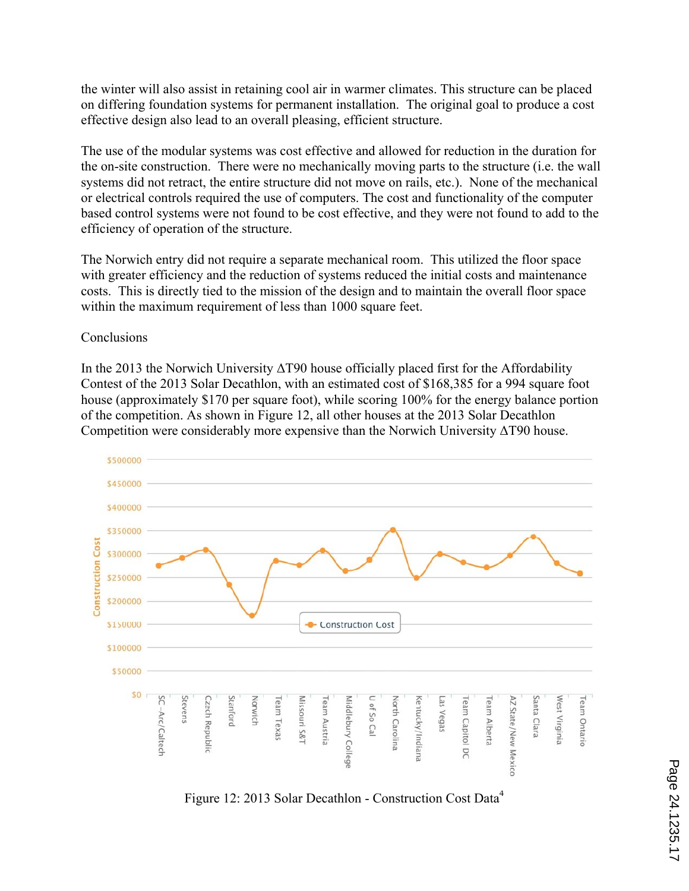the winter will also assist in retaining cool air in warmer climates. This structure can be placed on differing foundation systems for permanent installation. The original goal to produce a cost effective design also lead to an overall pleasing, efficient structure.

The use of the modular systems was cost effective and allowed for reduction in the duration for the on-site construction. There were no mechanically moving parts to the structure (i.e. the wall systems did not retract, the entire structure did not move on rails, etc.). None of the mechanical or electrical controls required the use of computers. The cost and functionality of the computer based control systems were not found to be cost effective, and they were not found to add to the efficiency of operation of the structure.

The Norwich entry did not require a separate mechanical room. This utilized the floor space with greater efficiency and the reduction of systems reduced the initial costs and maintenance costs. This is directly tied to the mission of the design and to maintain the overall floor space within the maximum requirement of less than 1000 square feet.

## Conclusions

In the 2013 the Norwich University ΔT90 house officially placed first for the Affordability Contest of the 2013 Solar Decathlon, with an estimated cost of $168,385 for a 994 square foot house (approximately $170 per square foot), while scoring 100% for the energy balance portion of the competition. As shown in Figure 12, all other houses at the 2013 Solar Decathlon Competition were considerably more expensive than the Norwich University ΔT90 house.

Figure 12: 2013 Solar Decathlon - Construction Cost Data[4]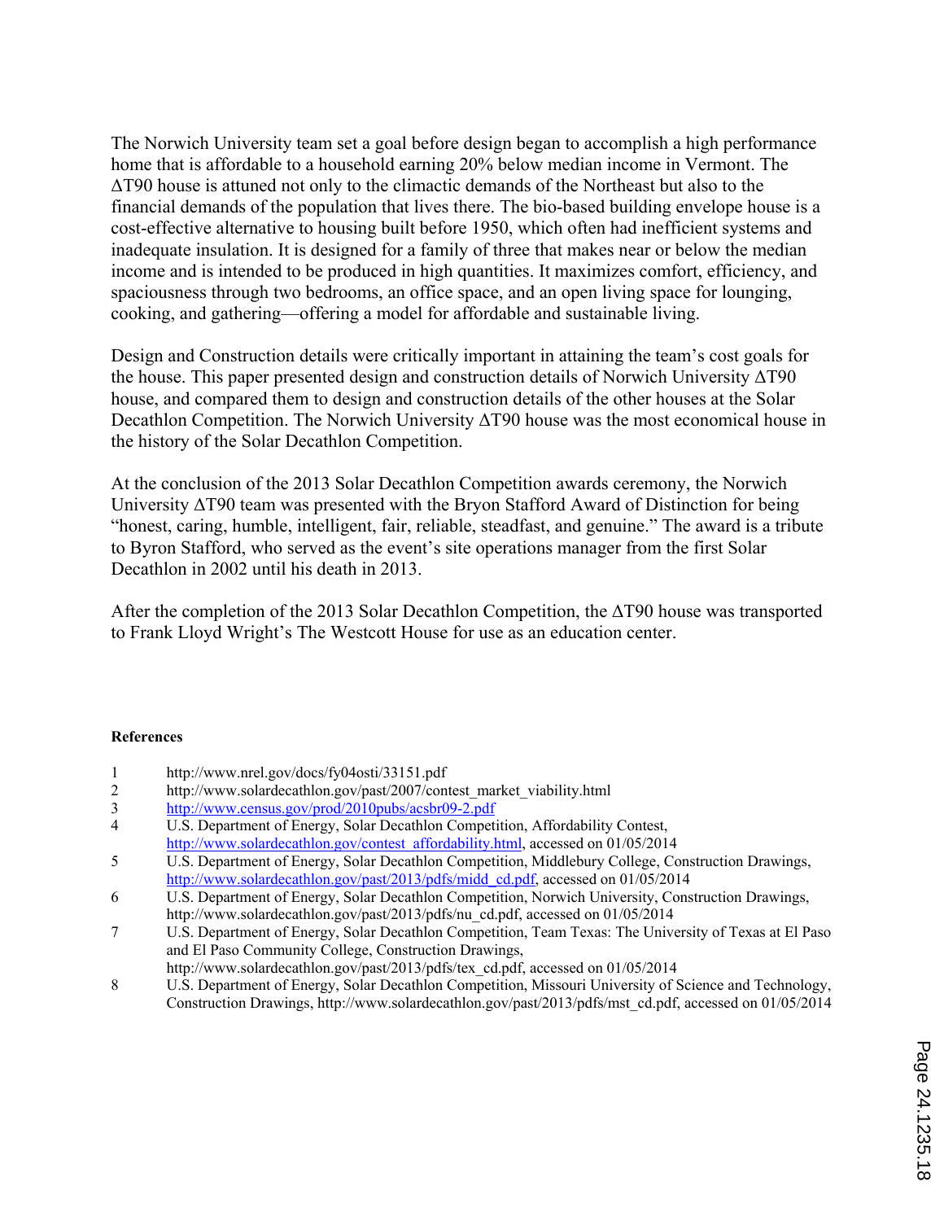The Norwich University team set a goal before design began to accomplish a high performance home that is affordable to a household earning 20% below median income in Vermont. The ΔT90 house is attuned not only to the climactic demands of the Northeast but also to the financial demands of the population that lives there. The bio-based building envelope house is a cost-effective alternative to housing built before 1950, which often had inefficient systems and inadequate insulation. It is designed for a family of three that makes near or below the median income and is intended to be produced in high quantities. It maximizes comfort, efficiency, and spaciousness through two bedrooms, an office space, and an open living space for lounging, cooking, and gathering—offering a model for affordable and sustainable living.

Design and Construction details were critically important in attaining the team's cost goals for the house. This paper presented design and construction details of Norwich University ΔT90 house, and compared them to design and construction details of the other houses at the Solar Decathlon Competition. The Norwich University ΔT90 house was the most economical house in the history of the Solar Decathlon Competition.

At the conclusion of the 2013 Solar Decathlon Competition awards ceremony, the Norwich University ΔT90 team was presented with the Bryon Stafford Award of Distinction for being "honest, caring, humble, intelligent, fair, reliable, steadfast, and genuine." The award is a tribute to Byron Stafford, who served as the event's site operations manager from the first Solar Decathlon in 2002 until his death in 2013.

After the completion of the 2013 Solar Decathlon Competition, the ΔT90 house was transported to Frank Lloyd Wright's The Westcott House for use as an education center.

**References**

1. http://www.nrel.gov/docs/fy04osti/33151.pdf
2. http://www.solardecathlon.gov/past/2007/contest_market_viability.html
3. http://www.census.gov/prod/2010pubs/acsbr09-2.pdf
4. U.S. Department of Energy, Solar Decathlon Competition, Affordability Contest, http://www.solardecathlon.gov/contest_affordability.html, accessed on 01/05/2014
5. U.S. Department of Energy, Solar Decathlon Competition, Middlebury College, Construction Drawings, http://www.solardecathlon.gov/past/2013/pdfs/midd_cd.pdf, accessed on 01/05/2014
6. U.S. Department of Energy, Solar Decathlon Competition, Norwich University, Construction Drawings, http://www.solardecathlon.gov/past/2013/pdfs/nu_cd.pdf, accessed on 01/05/2014
7. U.S. Department of Energy, Solar Decathlon Competition, Team Texas: The University of Texas at El Paso and El Paso Community College, Construction Drawings, http://www.solardecathlon.gov/past/2013/pdfs/tex_cd.pdf, accessed on 01/05/2014
8. U.S. Department of Energy, Solar Decathlon Competition, Missouri University of Science and Technology, Construction Drawings, http://www.solardecathlon.gov/past/2013/pdfs/mst_cd.pdf, accessed on 01/05/2014